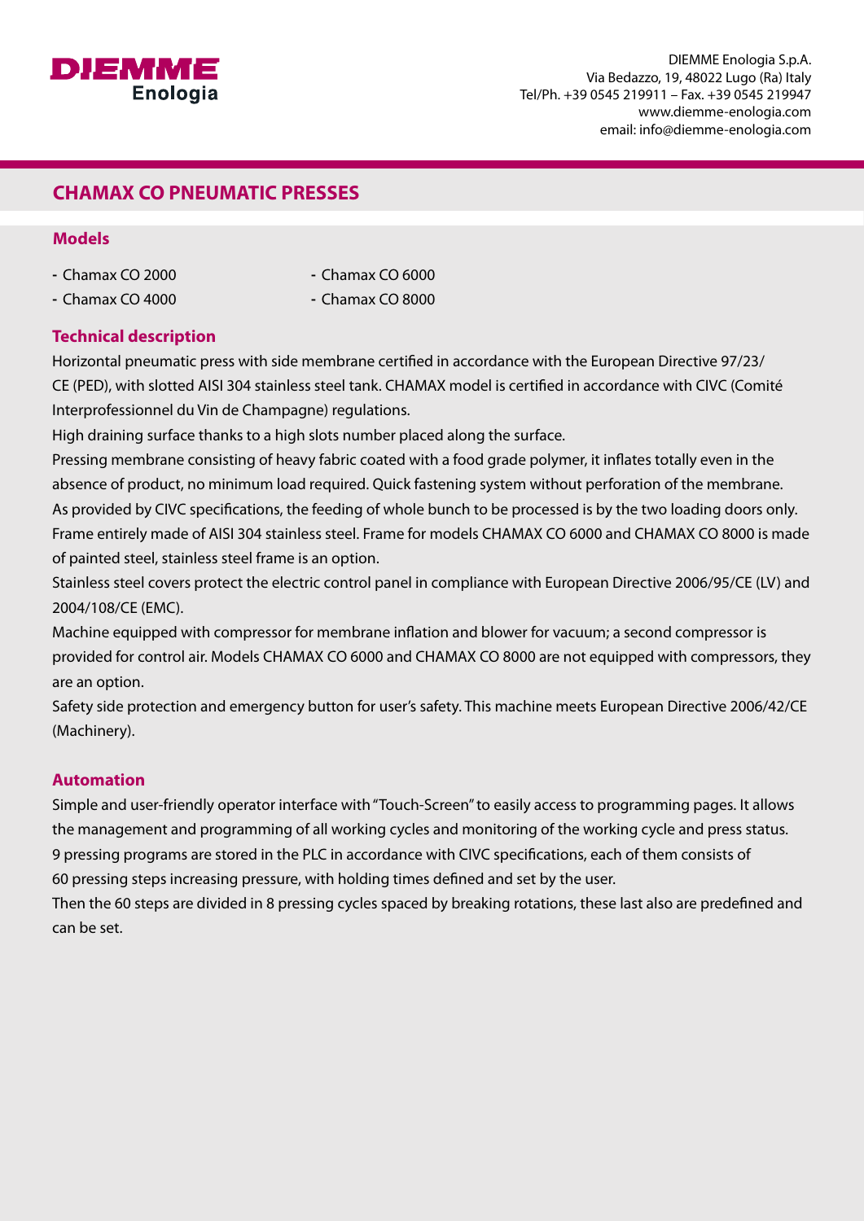DIEMME Enologia S.p.A.
Via Bedazzo, 19, 48022 Lugo (Ra) Italy
Tel/Ph. +39 0545 219911 – Fax. +39 0545 219947
www.diemme-enologia.com
email: info@diemme-enologia.com

# CHAMAX CO PNEUMATIC PRESSES

## Models

- Chamax CO 2000
- Chamax CO 4000
- Chamax CO 6000
- Chamax CO 8000

## Technical description

Horizontal pneumatic press with side membrane certified in accordance with the European Directive 97/23/CE (PED), with slotted AISI 304 stainless steel tank. CHAMAX model is certified in accordance with CIVC (Comité Interprofessionnel du Vin de Champagne) regulations.

High draining surface thanks to a high slots number placed along the surface.

Pressing membrane consisting of heavy fabric coated with a food grade polymer, it inflates totally even in the absence of product, no minimum load required. Quick fastening system without perforation of the membrane.

As provided by CIVC specifications, the feeding of whole bunch to be processed is by the two loading doors only.

Frame entirely made of AISI 304 stainless steel. Frame for models CHAMAX CO 6000 and CHAMAX CO 8000 is made of painted steel, stainless steel frame is an option.

Stainless steel covers protect the electric control panel in compliance with European Directive 2006/95/CE (LV) and 2004/108/CE (EMC).

Machine equipped with compressor for membrane inflation and blower for vacuum; a second compressor is provided for control air. Models CHAMAX CO 6000 and CHAMAX CO 8000 are not equipped with compressors, they are an option.

Safety side protection and emergency button for user's safety. This machine meets European Directive 2006/42/CE (Machinery).

## Automation

Simple and user-friendly operator interface with "Touch-Screen" to easily access to programming pages. It allows the management and programming of all working cycles and monitoring of the working cycle and press status.

9 pressing programs are stored in the PLC in accordance with CIVC specifications, each of them consists of 60 pressing steps increasing pressure, with holding times defined and set by the user.

Then the 60 steps are divided in 8 pressing cycles spaced by breaking rotations, these last also are predefined and can be set.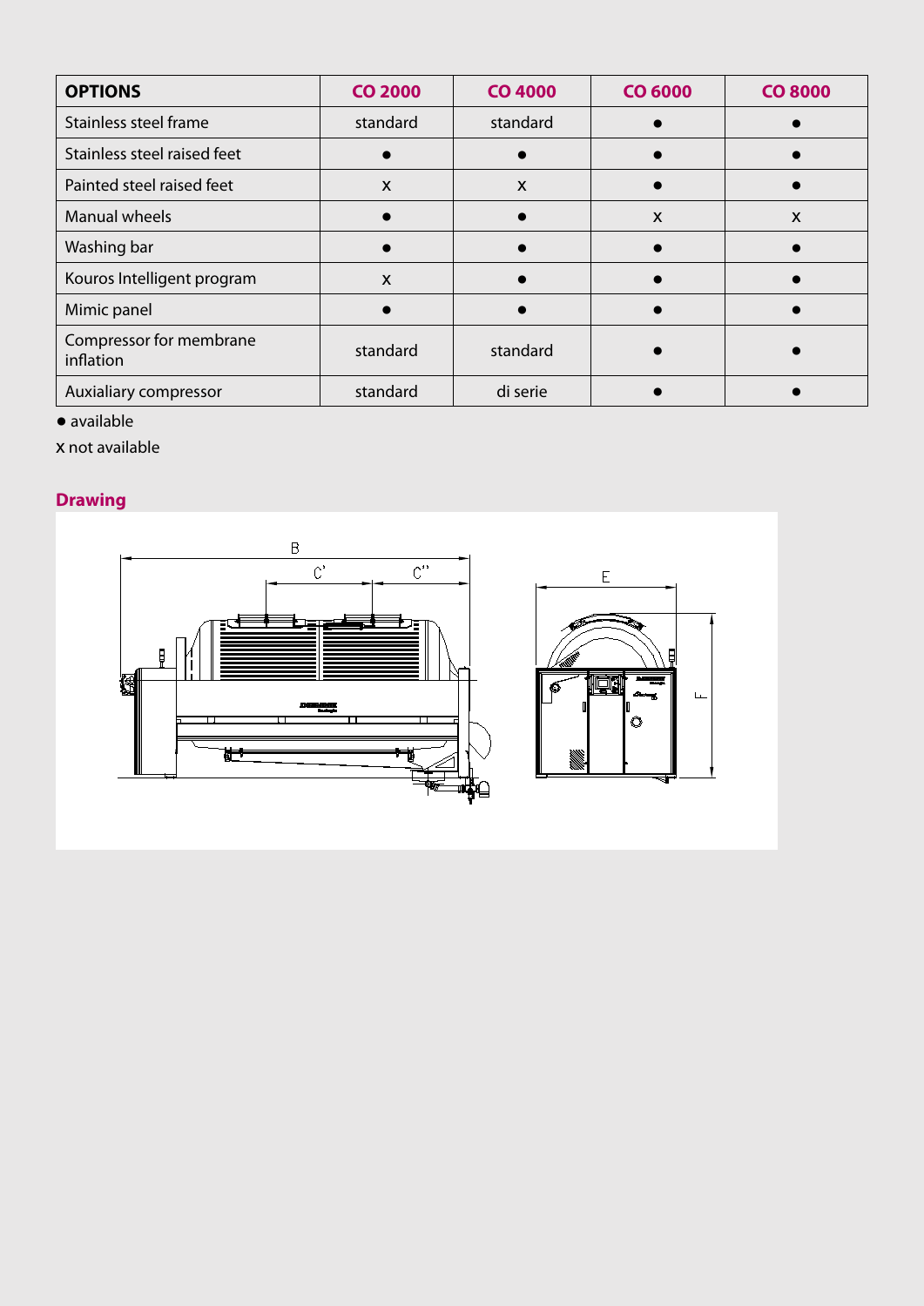| OPTIONS | CO 2000 | CO 4000 | CO 6000 | CO 8000 |
|---|---|---|---|---|
| Stainless steel frame | standard | standard | ● | ● |
| Stainless steel raised feet | ● | ● | ● | ● |
| Painted steel raised feet | x | x | ● | ● |
| Manual wheels | ● | ● | x | x |
| Washing bar | ● | ● | ● | ● |
| Kouros Intelligent program | x | ● | ● | ● |
| Mimic panel | ● | ● | ● | ● |
| Compressor for membrane inflation | standard | standard | ● | ● |
| Auxialiary compressor | standard | di serie | ● | ● |

● available

x not available

## Drawing

B

C'

C''

E

F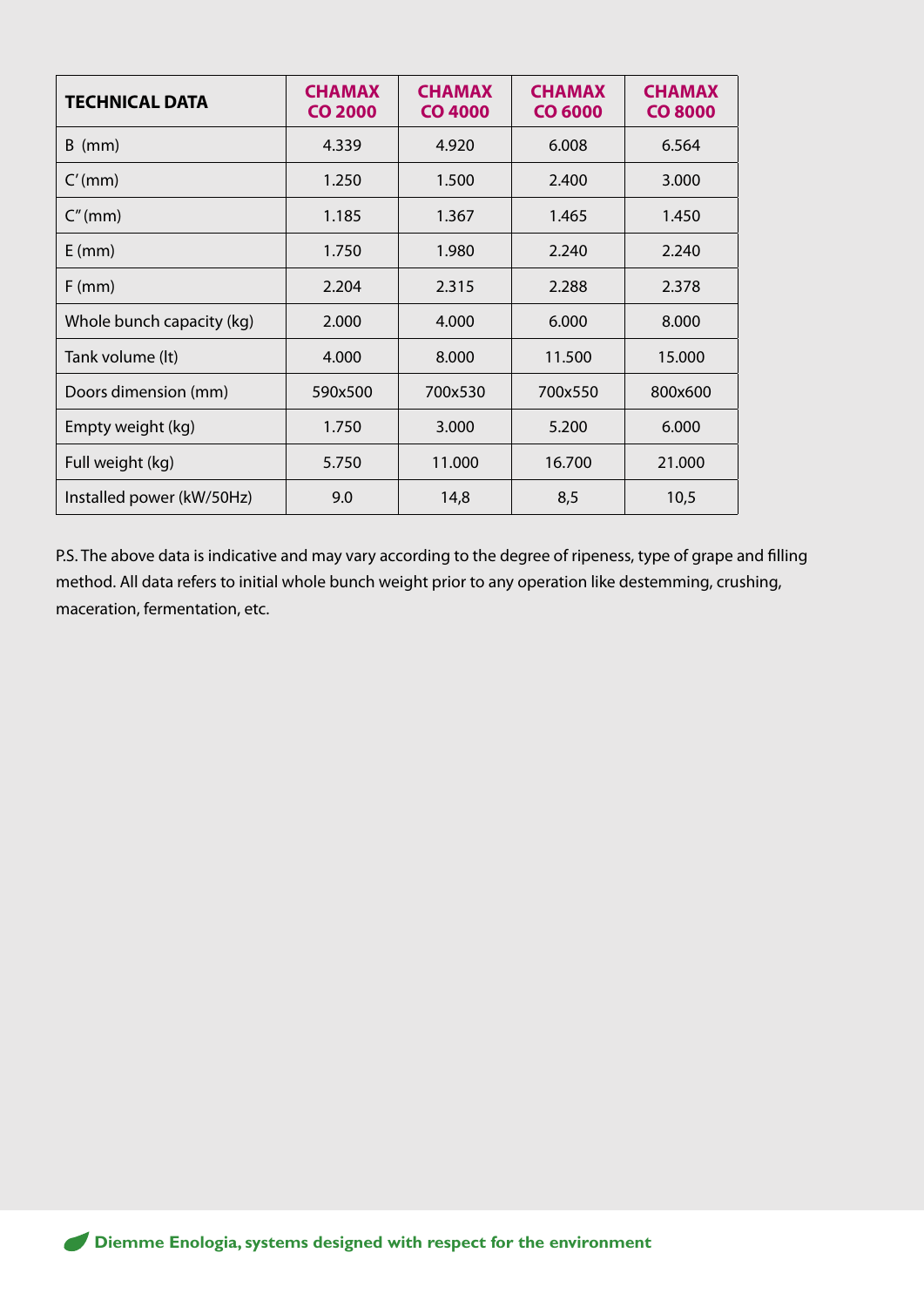| TECHNICAL DATA | CHAMAX CO 2000 | CHAMAX CO 4000 | CHAMAX CO 6000 | CHAMAX CO 8000 |
|---|---|---|---|---|
| B (mm) | 4.339 | 4.920 | 6.008 | 6.564 |
| C' (mm) | 1.250 | 1.500 | 2.400 | 3.000 |
| C" (mm) | 1.185 | 1.367 | 1.465 | 1.450 |
| E (mm) | 1.750 | 1.980 | 2.240 | 2.240 |
| F (mm) | 2.204 | 2.315 | 2.288 | 2.378 |
| Whole bunch capacity (kg) | 2.000 | 4.000 | 6.000 | 8.000 |
| Tank volume (lt) | 4.000 | 8.000 | 11.500 | 15.000 |
| Doors dimension (mm) | 590x500 | 700x530 | 700x550 | 800x600 |
| Empty weight (kg) | 1.750 | 3.000 | 5.200 | 6.000 |
| Full weight (kg) | 5.750 | 11.000 | 16.700 | 21.000 |
| Installed power (kW/50Hz) | 9.0 | 14,8 | 8,5 | 10,5 |

P.S. The above data is indicative and may vary according to the degree of ripeness, type of grape and filling method. All data refers to initial whole bunch weight prior to any operation like destemming, crushing, maceration, fermentation, etc.

**Diemme Enologia, systems designed with respect for the environment**